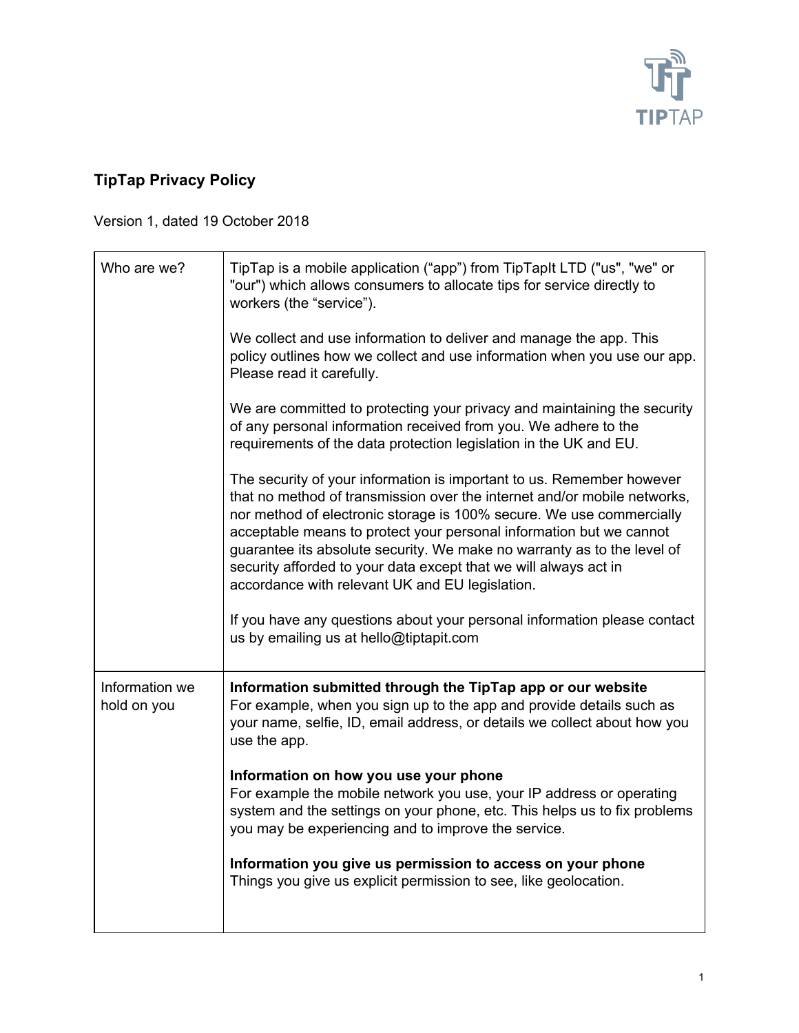# TipTap Privacy Policy

Version 1, dated 19 October 2018

| | |
|---|---|
| Who are we? | TipTap is a mobile application ("app") from TipTapIt LTD ("us", "we" or "our") which allows consumers to allocate tips for service directly to workers (the "service").<br><br>We collect and use information to deliver and manage the app. This policy outlines how we collect and use information when you use our app. Please read it carefully.<br><br>We are committed to protecting your privacy and maintaining the security of any personal information received from you. We adhere to the requirements of the data protection legislation in the UK and EU.<br><br>The security of your information is important to us. Remember however that no method of transmission over the internet and/or mobile networks, nor method of electronic storage is 100% secure. We use commercially acceptable means to protect your personal information but we cannot guarantee its absolute security. We make no warranty as to the level of security afforded to your data except that we will always act in accordance with relevant UK and EU legislation.<br><br>If you have any questions about your personal information please contact us by emailing us at hello@tiptapit.com |
| Information we hold on you | **Information submitted through the TipTap app or our website**<br>For example, when you sign up to the app and provide details such as your name, selfie, ID, email address, or details we collect about how you use the app.<br><br>**Information on how you use your phone**<br>For example the mobile network you use, your IP address or operating system and the settings on your phone, etc. This helps us to fix problems you may be experiencing and to improve the service.<br><br>**Information you give us permission to access on your phone**<br>Things you give us explicit permission to see, like geolocation. |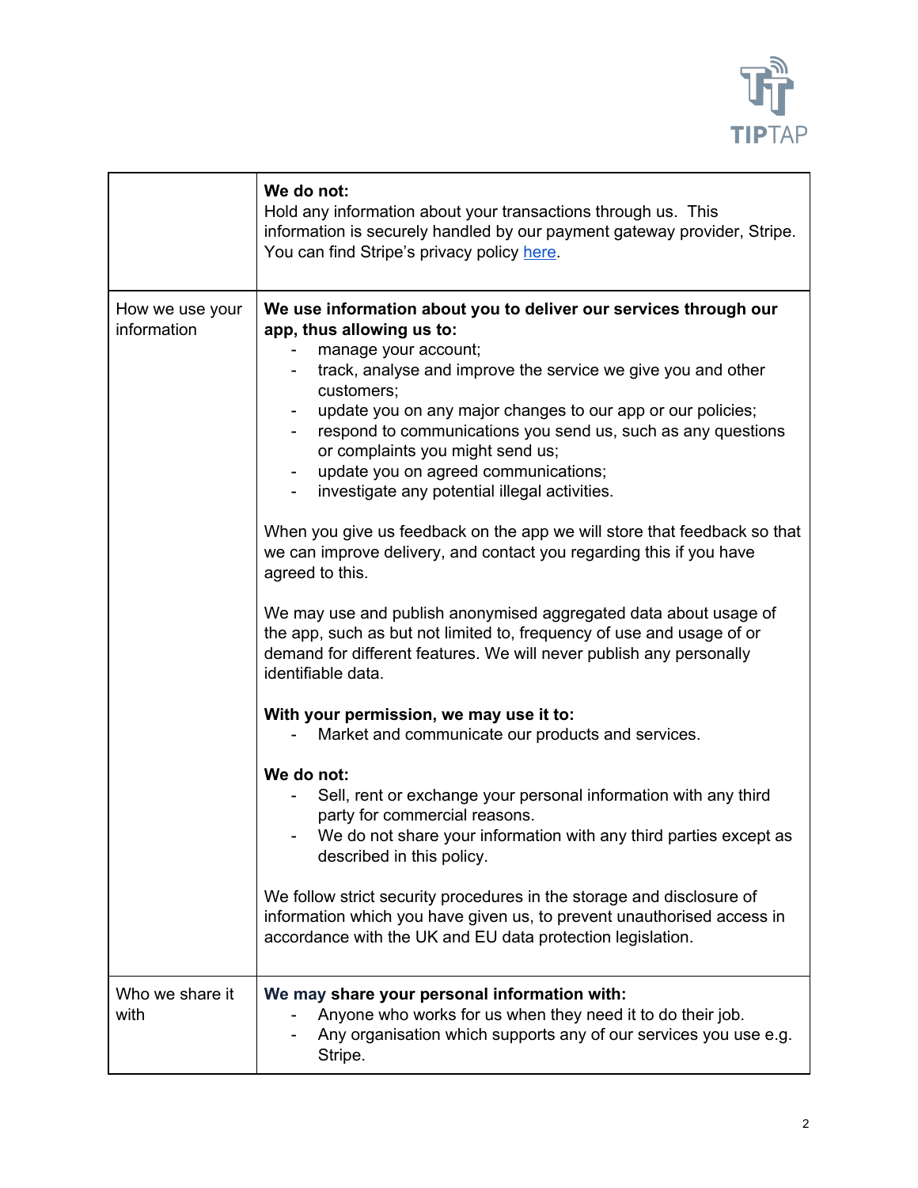| | |
|---|---|
| | **We do not:**<br>Hold any information about your transactions through us. This information is securely handled by our payment gateway provider, Stripe. You can find Stripe's privacy policy [here](). |
| How we use your information | **We use information about you to deliver our services through our app, thus allowing us to:**<br>- manage your account;<br>- track, analyse and improve the service we give you and other customers;<br>- update you on any major changes to our app or our policies;<br>- respond to communications you send us, such as any questions or complaints you might send us;<br>- update you on agreed communications;<br>- investigate any potential illegal activities.<br><br>When you give us feedback on the app we will store that feedback so that we can improve delivery, and contact you regarding this if you have agreed to this.<br><br>We may use and publish anonymised aggregated data about usage of the app, such as but not limited to, frequency of use and usage of or demand for different features. We will never publish any personally identifiable data.<br><br>**With your permission, we may use it to:**<br>- Market and communicate our products and services.<br><br>**We do not:**<br>- Sell, rent or exchange your personal information with any third party for commercial reasons.<br>- We do not share your information with any third parties except as described in this policy.<br><br>We follow strict security procedures in the storage and disclosure of information which you have given us, to prevent unauthorised access in accordance with the UK and EU data protection legislation. |
| Who we share it with | **We may share your personal information with:**<br>- Anyone who works for us when they need it to do their job.<br>- Any organisation which supports any of our services you use e.g. Stripe. |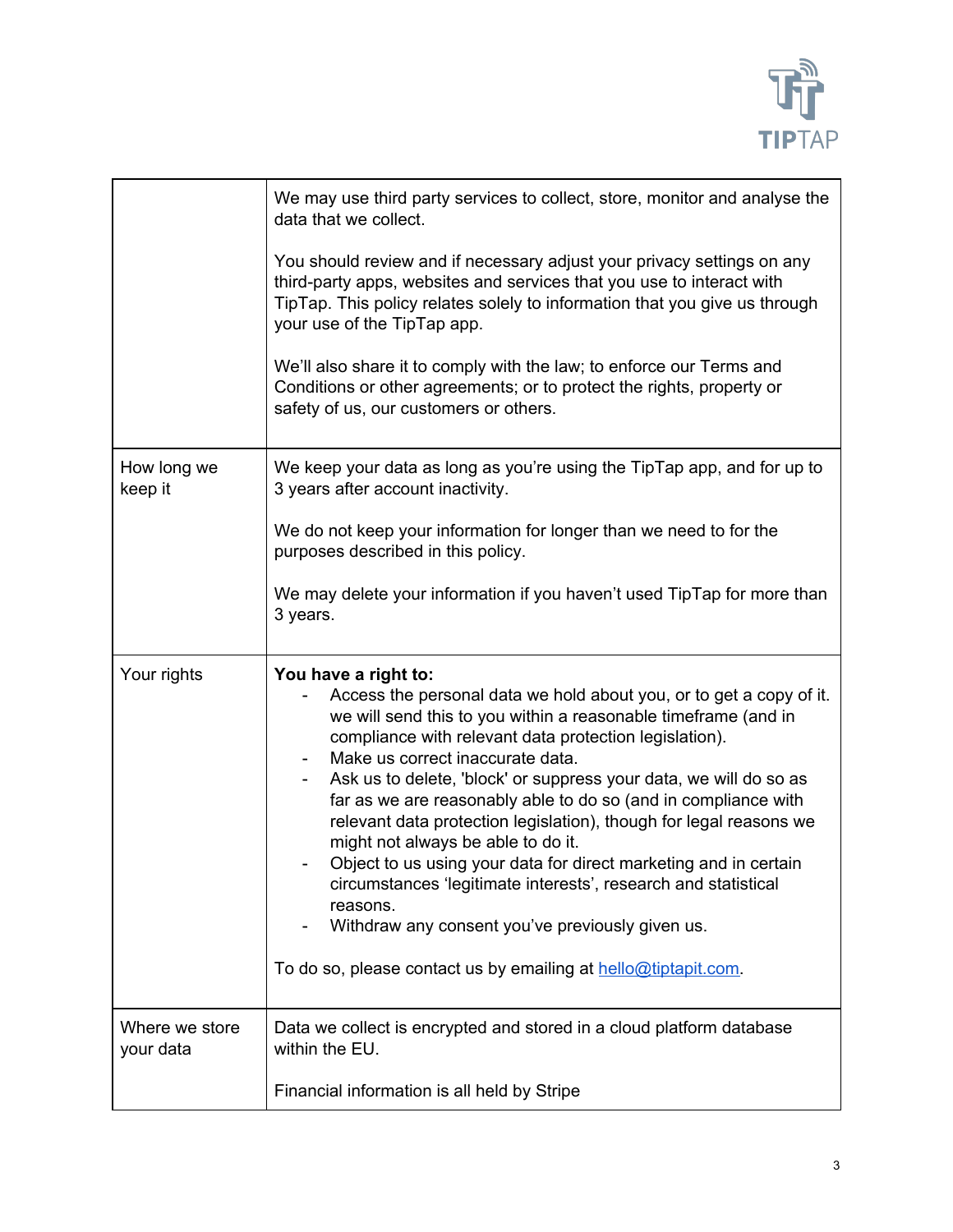| | |
|---|---|
| | We may use third party services to collect, store, monitor and analyse the data that we collect.<br><br>You should review and if necessary adjust your privacy settings on any third-party apps, websites and services that you use to interact with TipTap. This policy relates solely to information that you give us through your use of the TipTap app.<br><br>We'll also share it to comply with the law; to enforce our Terms and Conditions or other agreements; or to protect the rights, property or safety of us, our customers or others. |
| How long we keep it | We keep your data as long as you're using the TipTap app, and for up to 3 years after account inactivity.<br><br>We do not keep your information for longer than we need to for the purposes described in this policy.<br><br>We may delete your information if you haven't used TipTap for more than 3 years. |
| Your rights | **You have a right to:**<br>- Access the personal data we hold about you, or to get a copy of it. we will send this to you within a reasonable timeframe (and in compliance with relevant data protection legislation).<br>- Make us correct inaccurate data.<br>- Ask us to delete, 'block' or suppress your data, we will do so as far as we are reasonably able to do so (and in compliance with relevant data protection legislation), though for legal reasons we might not always be able to do it.<br>- Object to us using your data for direct marketing and in certain circumstances 'legitimate interests', research and statistical reasons.<br>- Withdraw any consent you've previously given us.<br><br>To do so, please contact us by emailing at hello@tiptapit.com. |
| Where we store your data | Data we collect is encrypted and stored in a cloud platform database within the EU.<br><br>Financial information is all held by Stripe |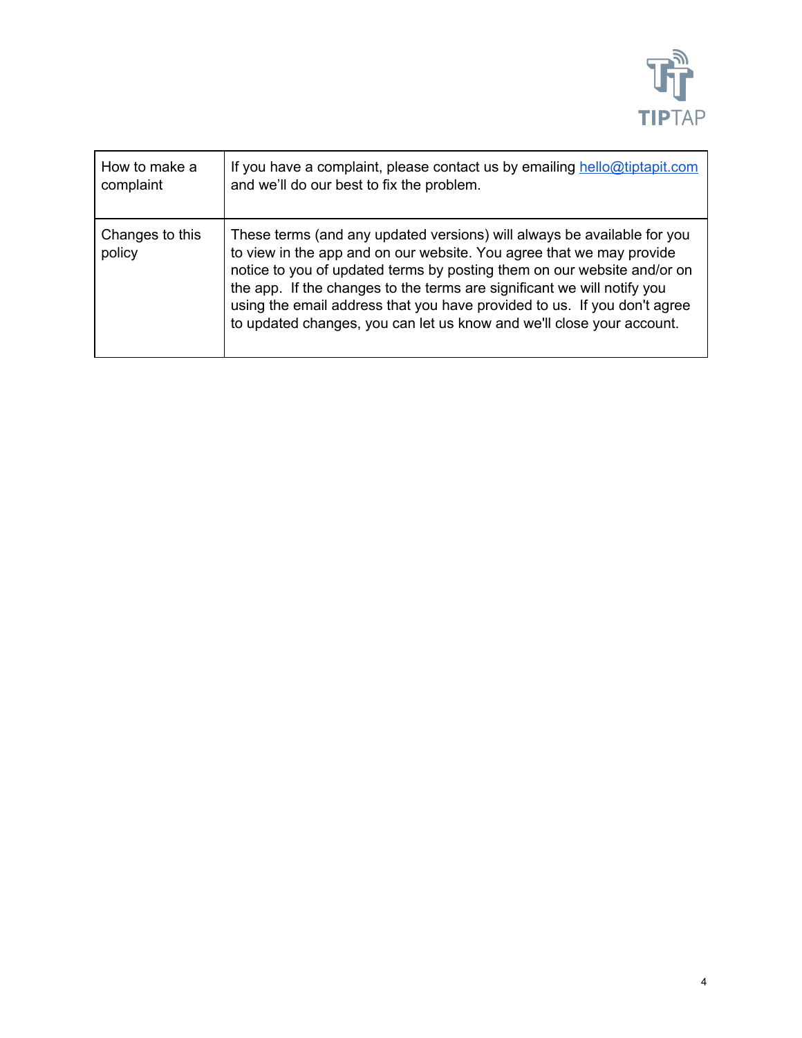| | |
|---|---|
| How to make a complaint | If you have a complaint, please contact us by emailing hello@tiptapit.com and we'll do our best to fix the problem. |
| Changes to this policy | These terms (and any updated versions) will always be available for you to view in the app and on our website. You agree that we may provide notice to you of updated terms by posting them on our website and/or on the app. If the changes to the terms are significant we will notify you using the email address that you have provided to us. If you don't agree to updated changes, you can let us know and we'll close your account. |